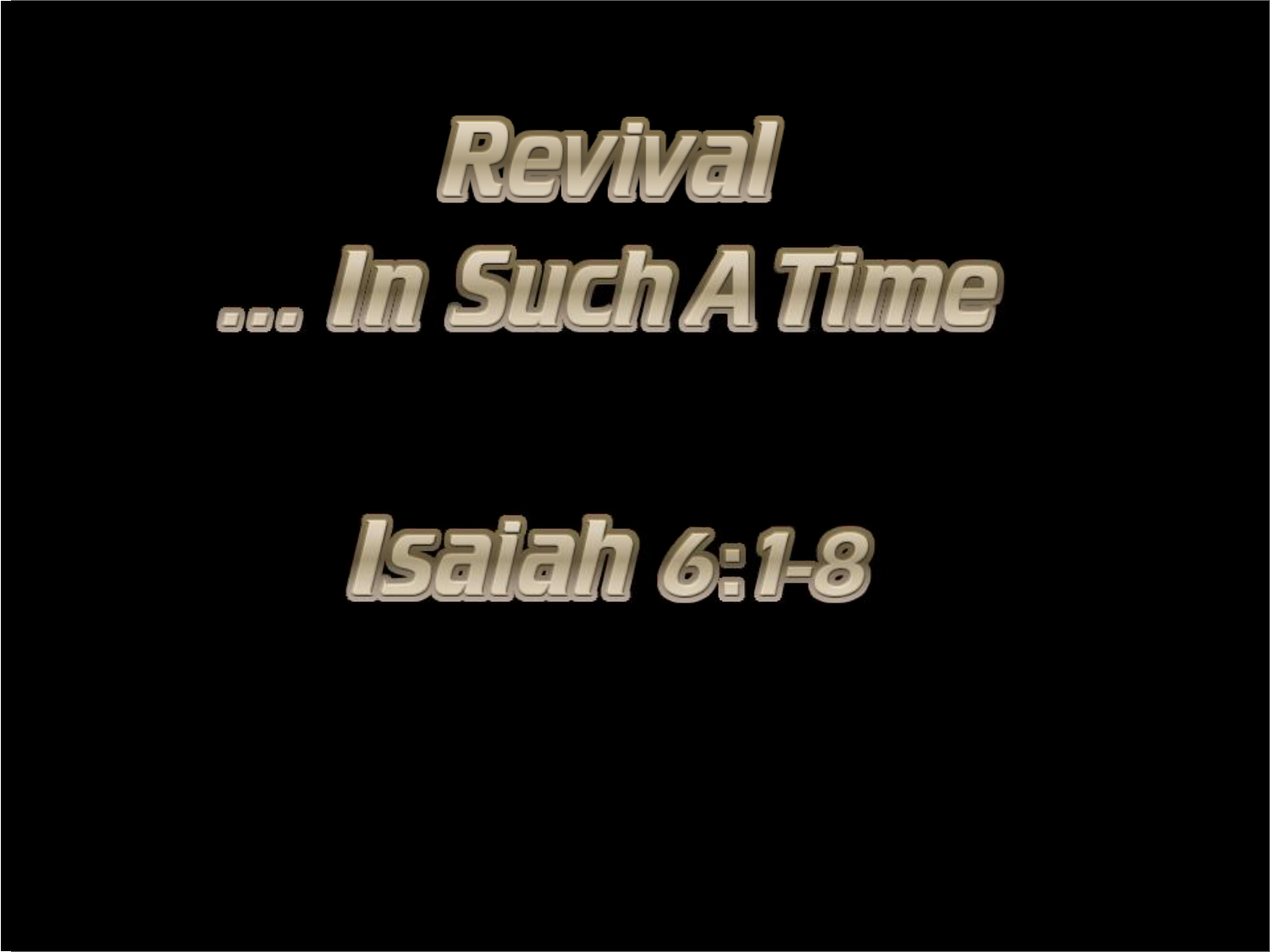# Revival
# … In Such A Time

## Isaiah 6:1-8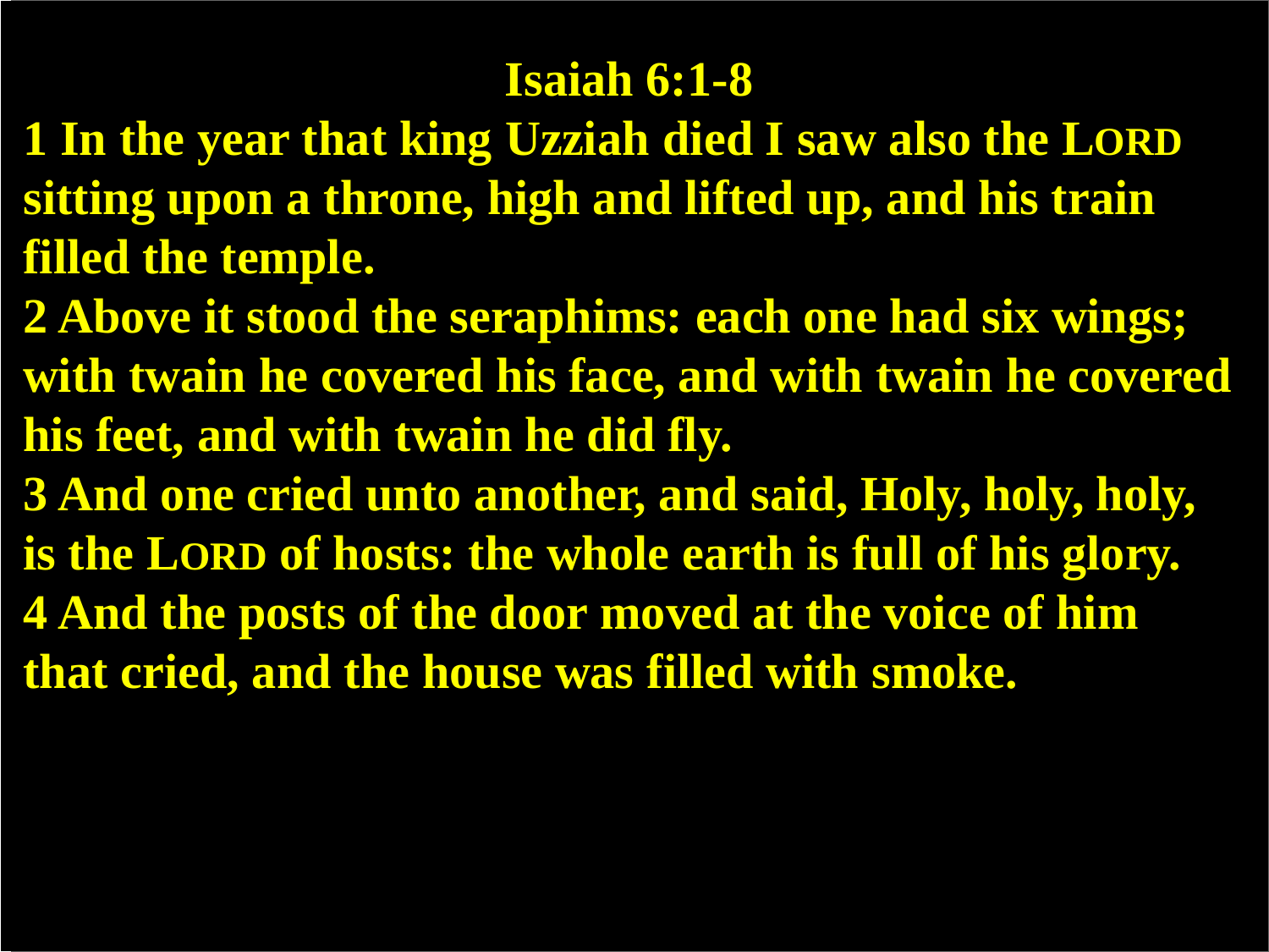# Isaiah 6:1-8

1 In the year that king Uzziah died I saw also the LORD sitting upon a throne, high and lifted up, and his train filled the temple.

2 Above it stood the seraphims: each one had six wings; with twain he covered his face, and with twain he covered his feet, and with twain he did fly.

3 And one cried unto another, and said, Holy, holy, holy, is the LORD of hosts: the whole earth is full of his glory.

4 And the posts of the door moved at the voice of him that cried, and the house was filled with smoke.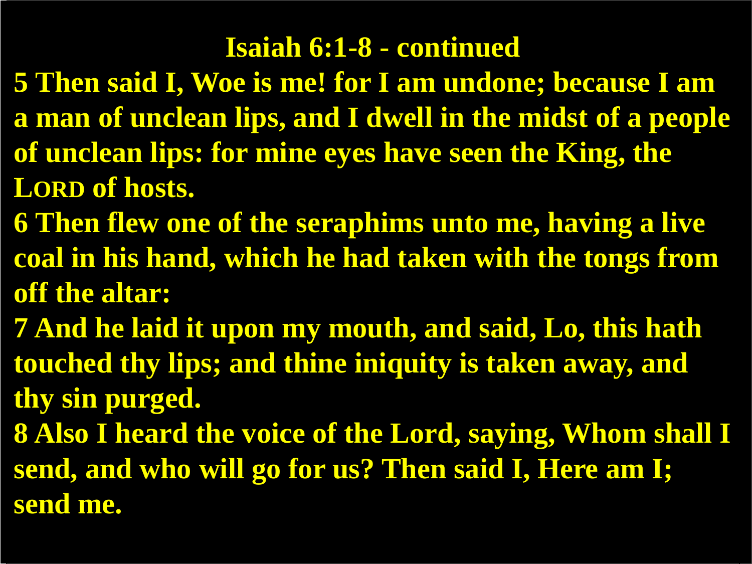# Isaiah 6:1-8 - continued

**5 Then said I, Woe is me! for I am undone; because I am a man of unclean lips, and I dwell in the midst of a people of unclean lips: for mine eyes have seen the King, the LORD of hosts.**

**6 Then flew one of the seraphims unto me, having a live coal in his hand, which he had taken with the tongs from off the altar:**

**7 And he laid it upon my mouth, and said, Lo, this hath touched thy lips; and thine iniquity is taken away, and thy sin purged.**

**8 Also I heard the voice of the Lord, saying, Whom shall I send, and who will go for us? Then said I, Here am I; send me.**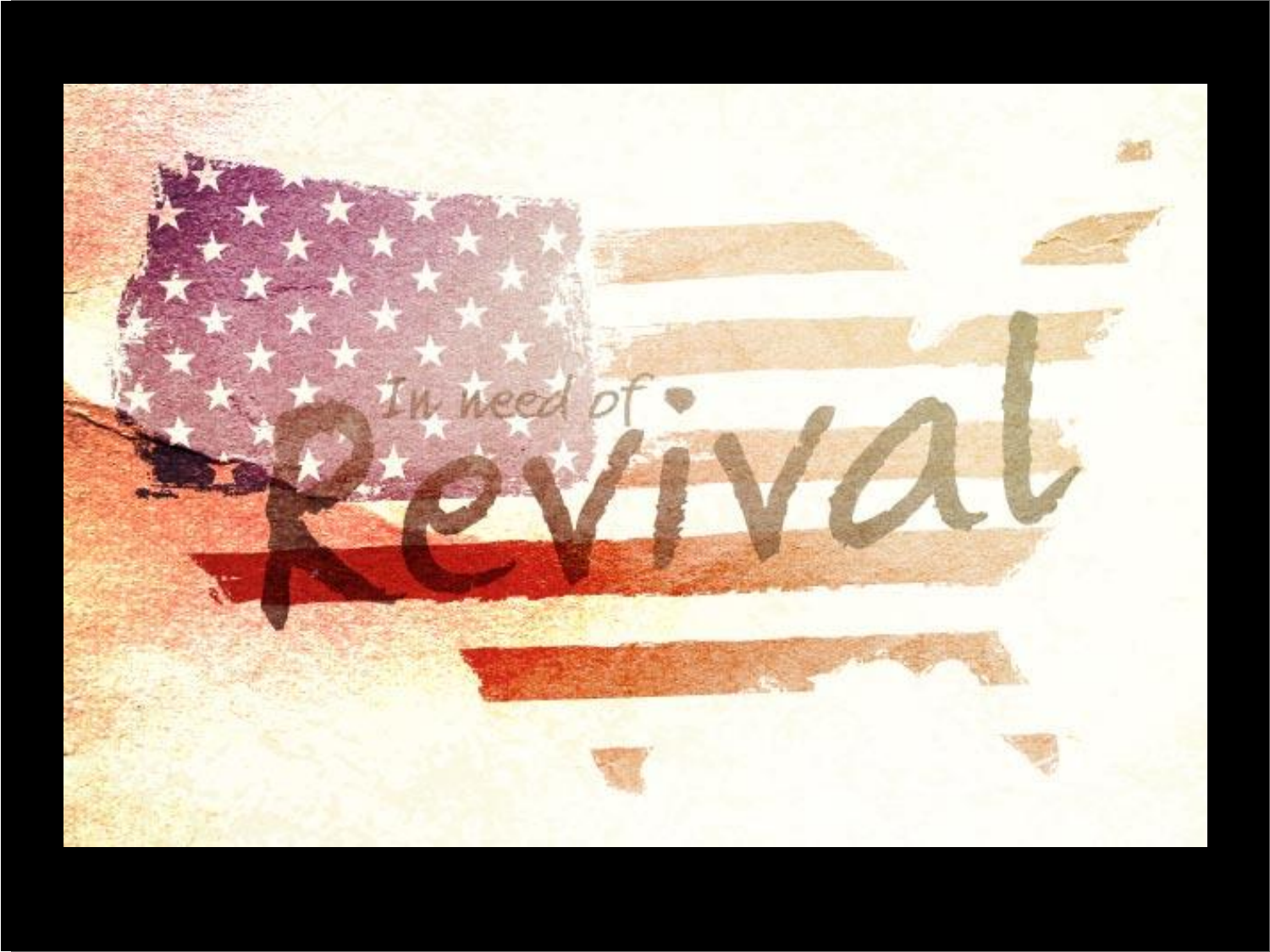In need of

# Revival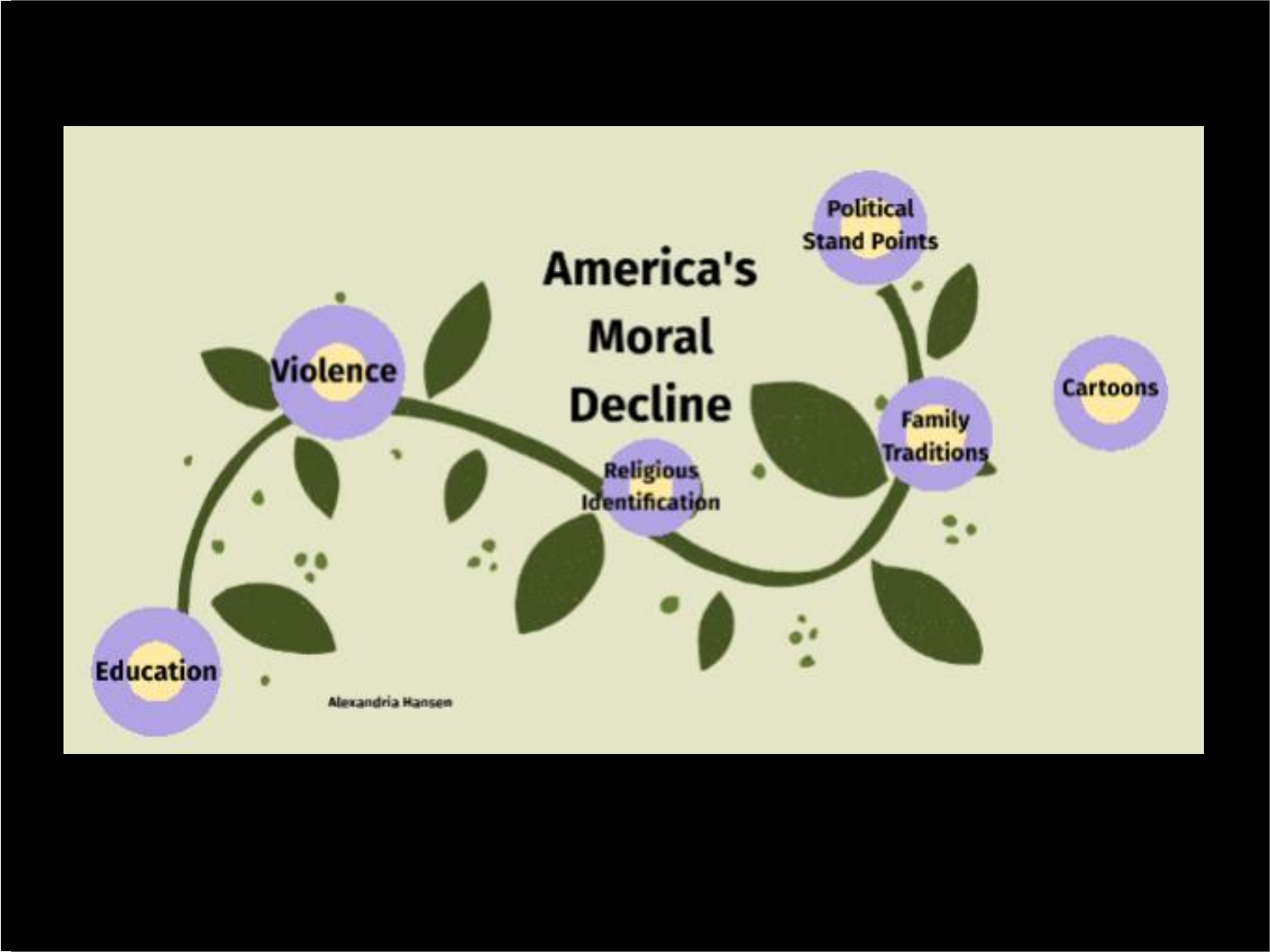# America's Moral Decline

- Violence
- Education
- Religious Identification
- Family Traditions
- Political Stand Points
- Cartoons

Alexandria Hansen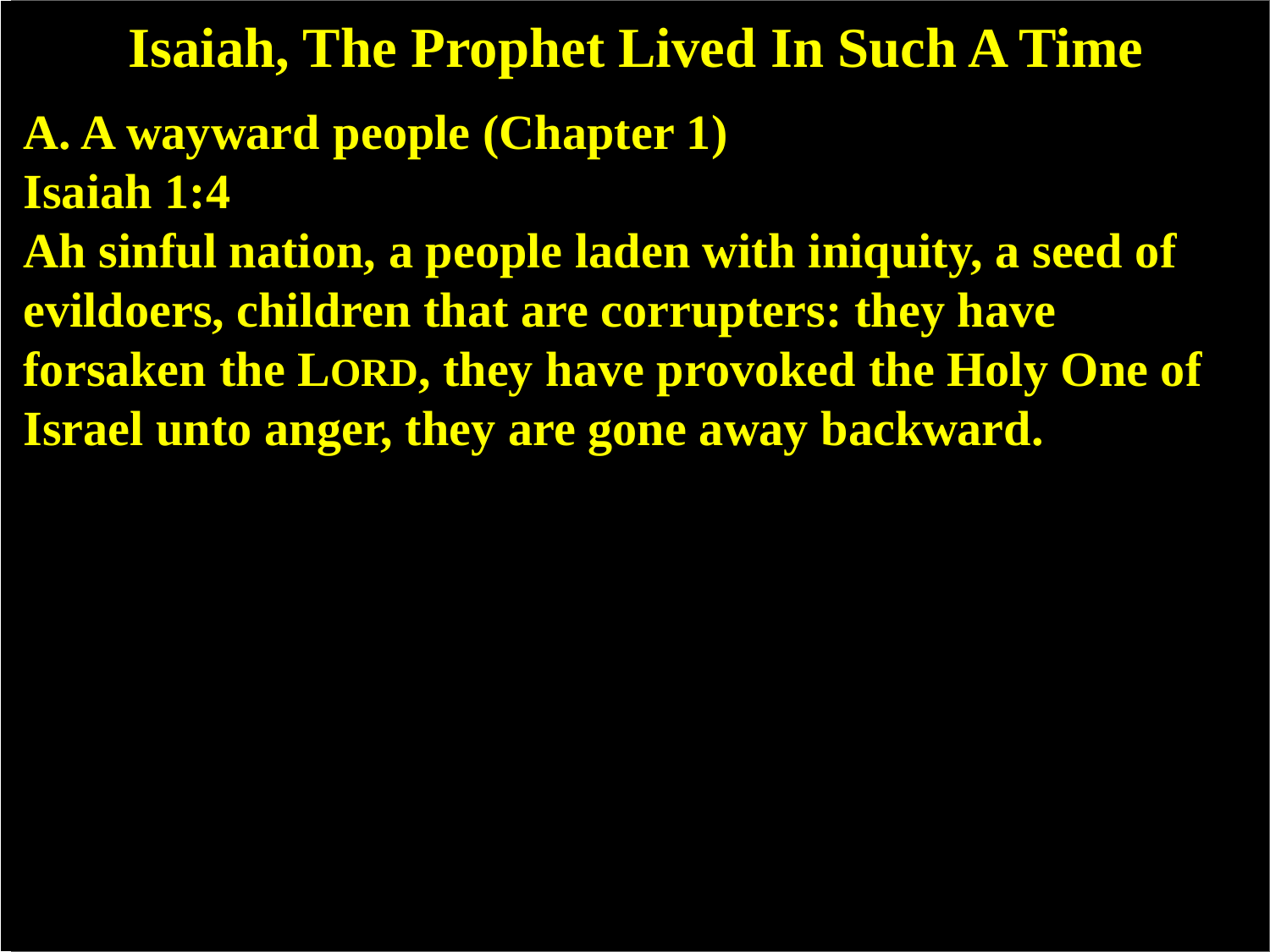# Isaiah, The Prophet Lived In Such A Time

**A. A wayward people (Chapter 1)**

**Isaiah 1:4**

**Ah sinful nation, a people laden with iniquity, a seed of evildoers, children that are corrupters: they have forsaken the LORD, they have provoked the Holy One of Israel unto anger, they are gone away backward.**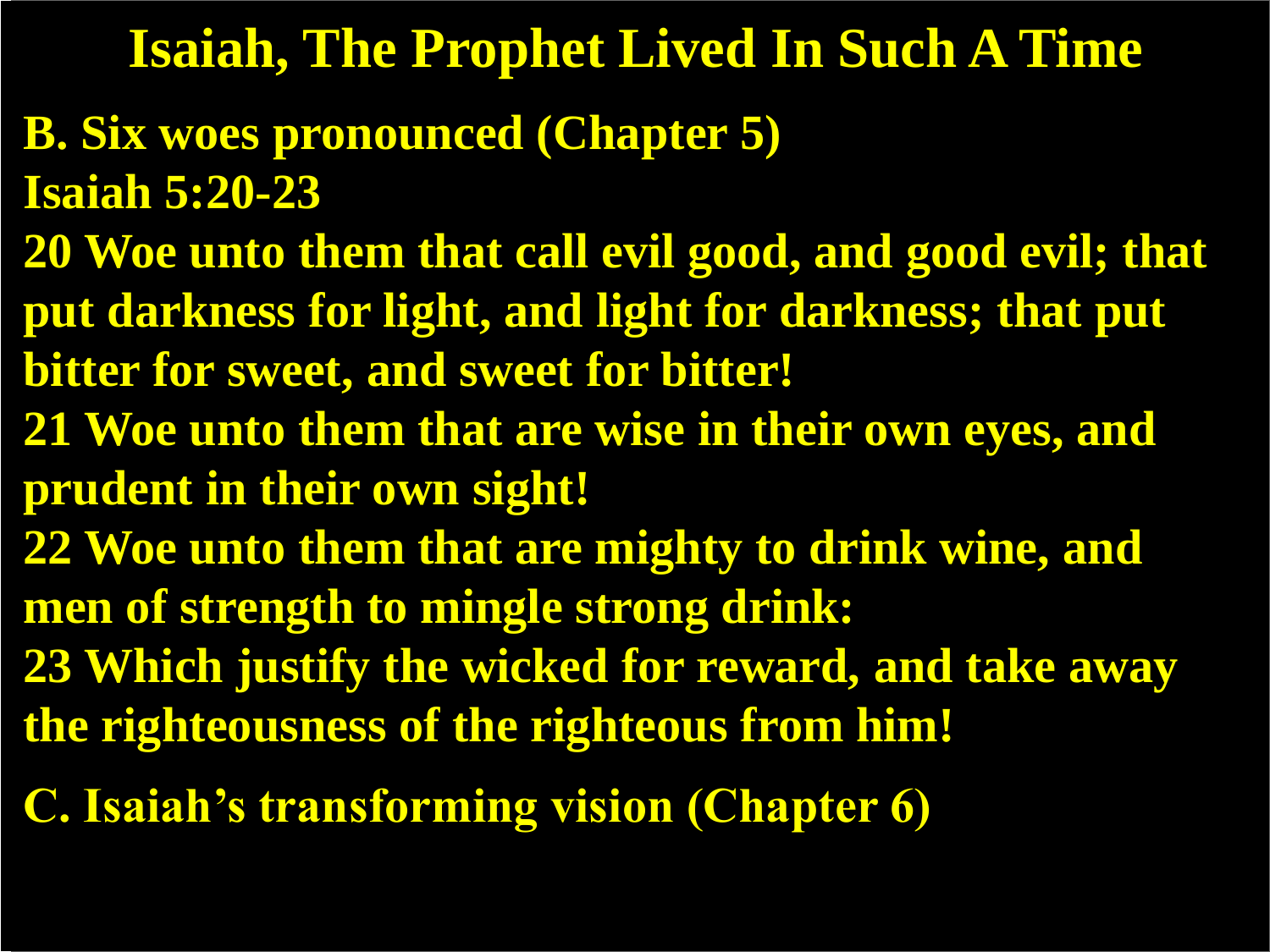# Isaiah, The Prophet Lived In Such A Time

**B. Six woes pronounced (Chapter 5)**

**Isaiah 5:20-23**

**20 Woe unto them that call evil good, and good evil; that put darkness for light, and light for darkness; that put bitter for sweet, and sweet for bitter!**

**21 Woe unto them that are wise in their own eyes, and prudent in their own sight!**

**22 Woe unto them that are mighty to drink wine, and men of strength to mingle strong drink:**

**23 Which justify the wicked for reward, and take away the righteousness of the righteous from him!**

**C. Isaiah's transforming vision (Chapter 6)**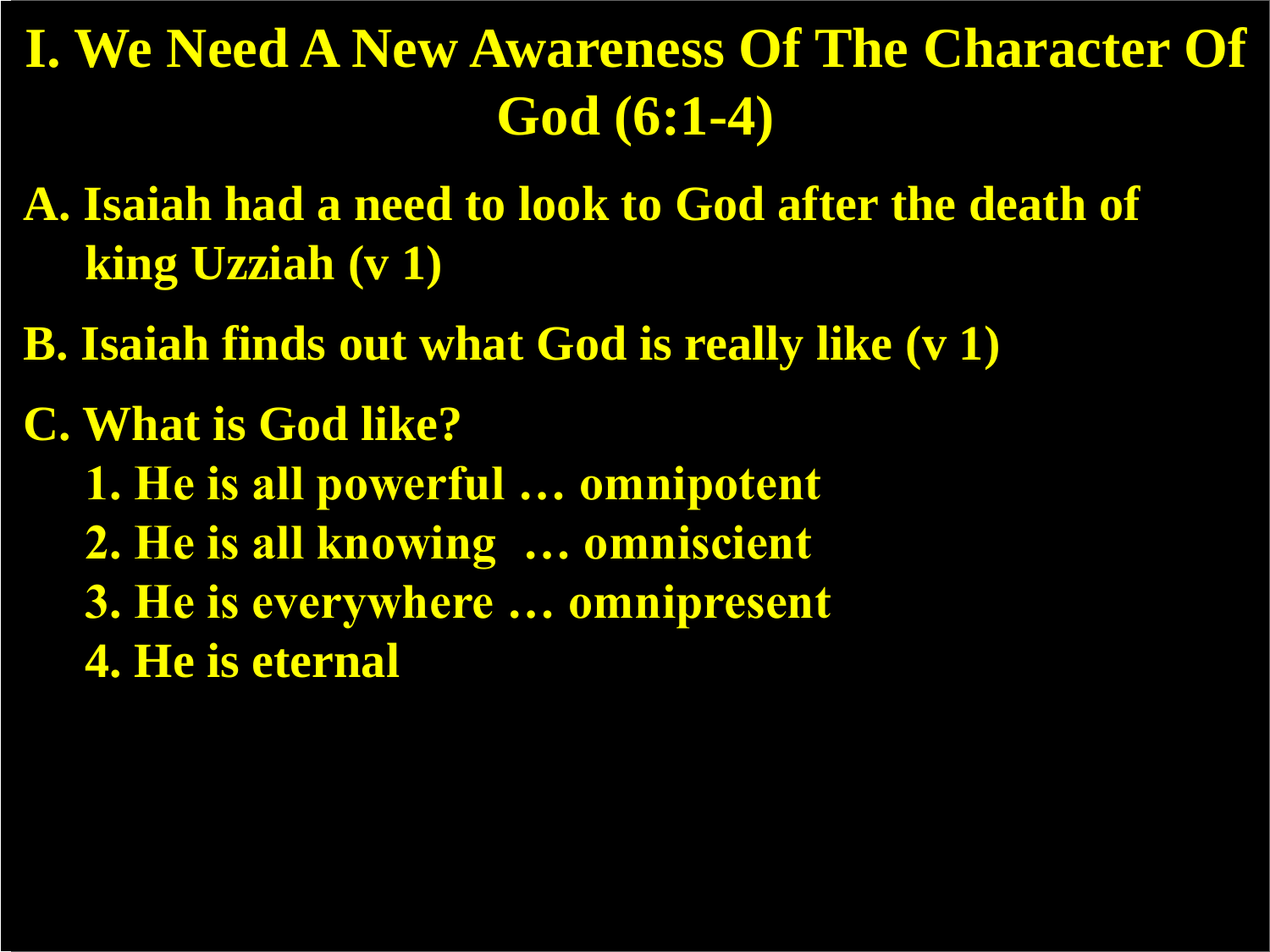# I. We Need A New Awareness Of The Character Of God (6:1-4)

**A. Isaiah had a need to look to God after the death of king Uzziah (v 1)**

**B. Isaiah finds out what God is really like (v 1)**

**C. What is God like?**

1. **He is all powerful … omnipotent**
2. **He is all knowing … omniscient**
3. **He is everywhere … omnipresent**
4. **He is eternal**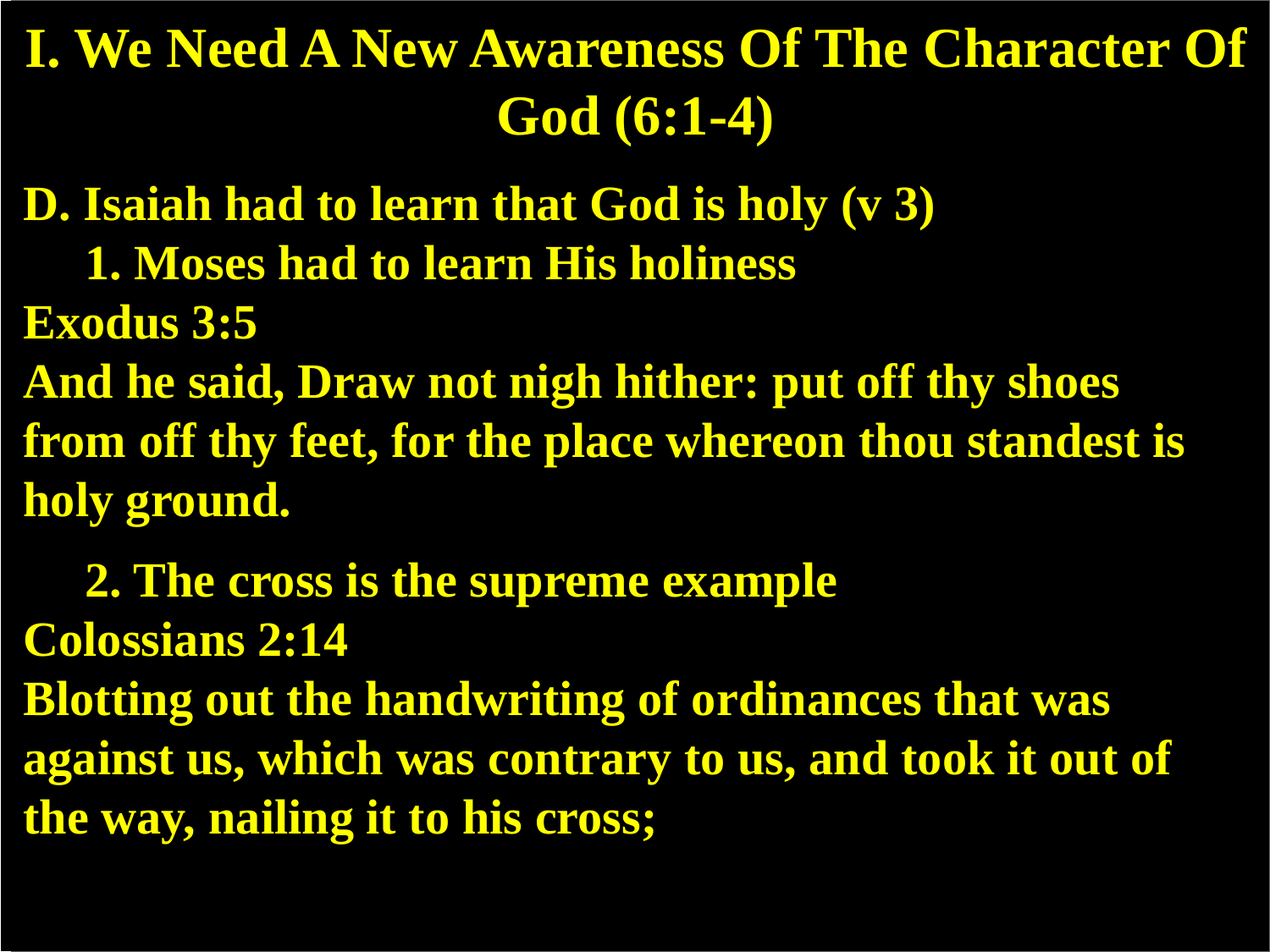# I. We Need A New Awareness Of The Character Of God (6:1-4)

**D. Isaiah had to learn that God is holy (v 3)**

**1. Moses had to learn His holiness**

**Exodus 3:5**

**And he said, Draw not nigh hither: put off thy shoes from off thy feet, for the place whereon thou standest is holy ground.**

**2. The cross is the supreme example**

**Colossians 2:14**

**Blotting out the handwriting of ordinances that was against us, which was contrary to us, and took it out of the way, nailing it to his cross;**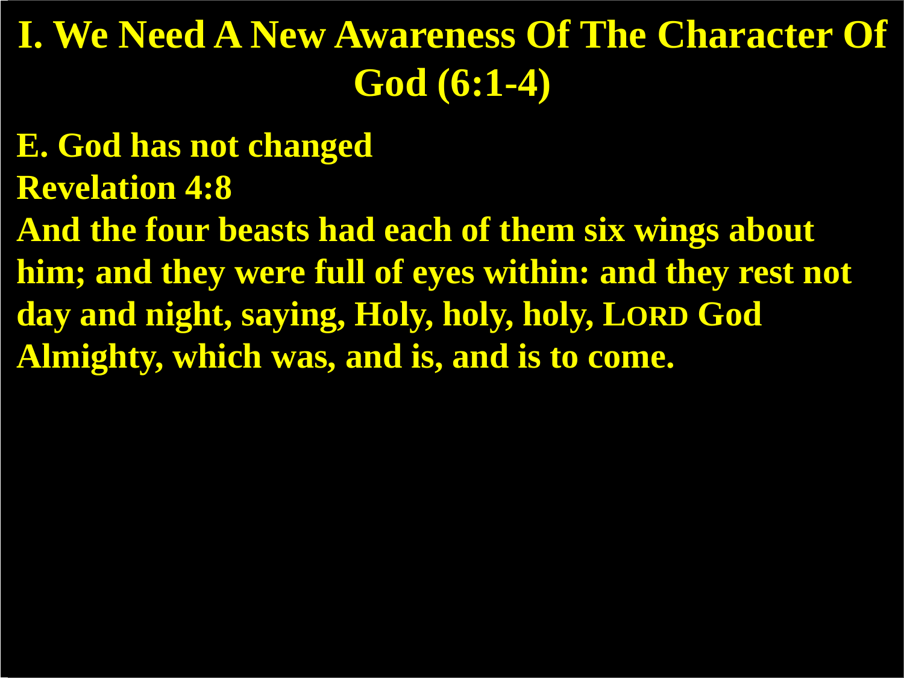# I. We Need A New Awareness Of The Character Of God (6:1-4)

**E. God has not changed**

**Revelation 4:8**

**And the four beasts had each of them six wings about him; and they were full of eyes within: and they rest not day and night, saying, Holy, holy, holy, LORD God Almighty, which was, and is, and is to come.**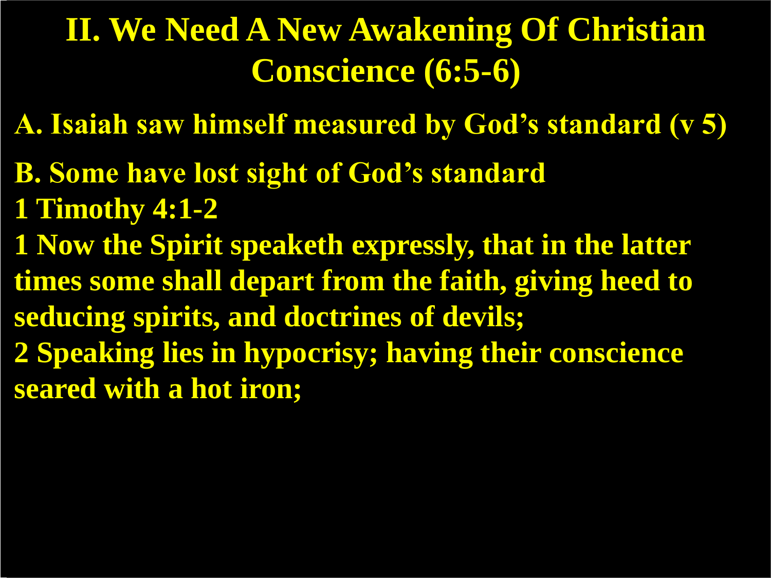# II. We Need A New Awakening Of Christian Conscience (6:5-6)

**A. Isaiah saw himself measured by God's standard (v 5)**

**B. Some have lost sight of God's standard**
**1 Timothy 4:1-2**
**1 Now the Spirit speaketh expressly, that in the latter times some shall depart from the faith, giving heed to seducing spirits, and doctrines of devils;**
**2 Speaking lies in hypocrisy; having their conscience seared with a hot iron;**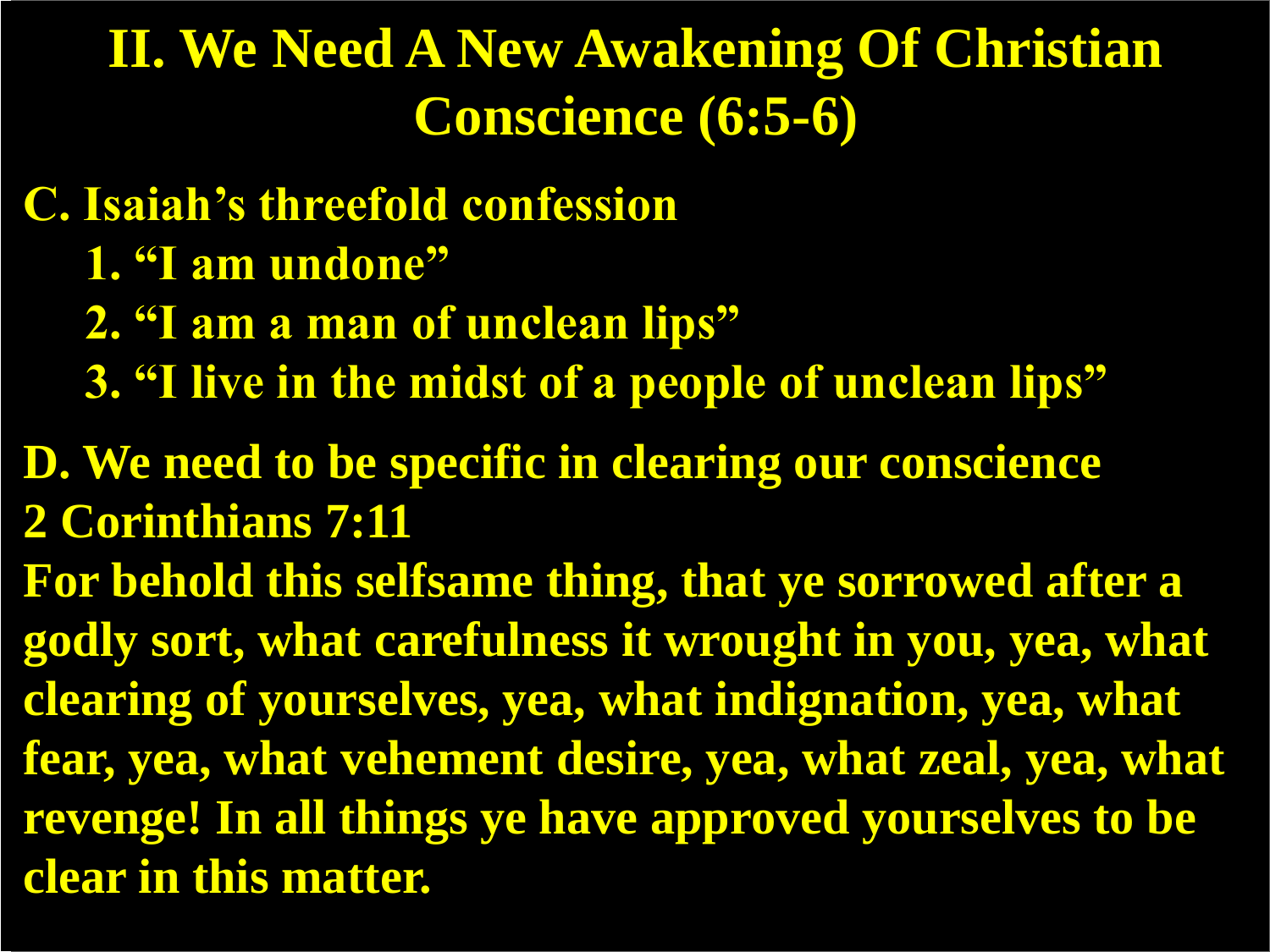# II. We Need A New Awakening Of Christian Conscience (6:5-6)

**C. Isaiah's threefold confession**

1. **"I am undone"**
2. **"I am a man of unclean lips"**
3. **"I live in the midst of a people of unclean lips"**

**D. We need to be specific in clearing our conscience**

**2 Corinthians 7:11**

**For behold this selfsame thing, that ye sorrowed after a godly sort, what carefulness it wrought in you, yea, what clearing of yourselves, yea, what indignation, yea, what fear, yea, what vehement desire, yea, what zeal, yea, what revenge! In all things ye have approved yourselves to be clear in this matter.**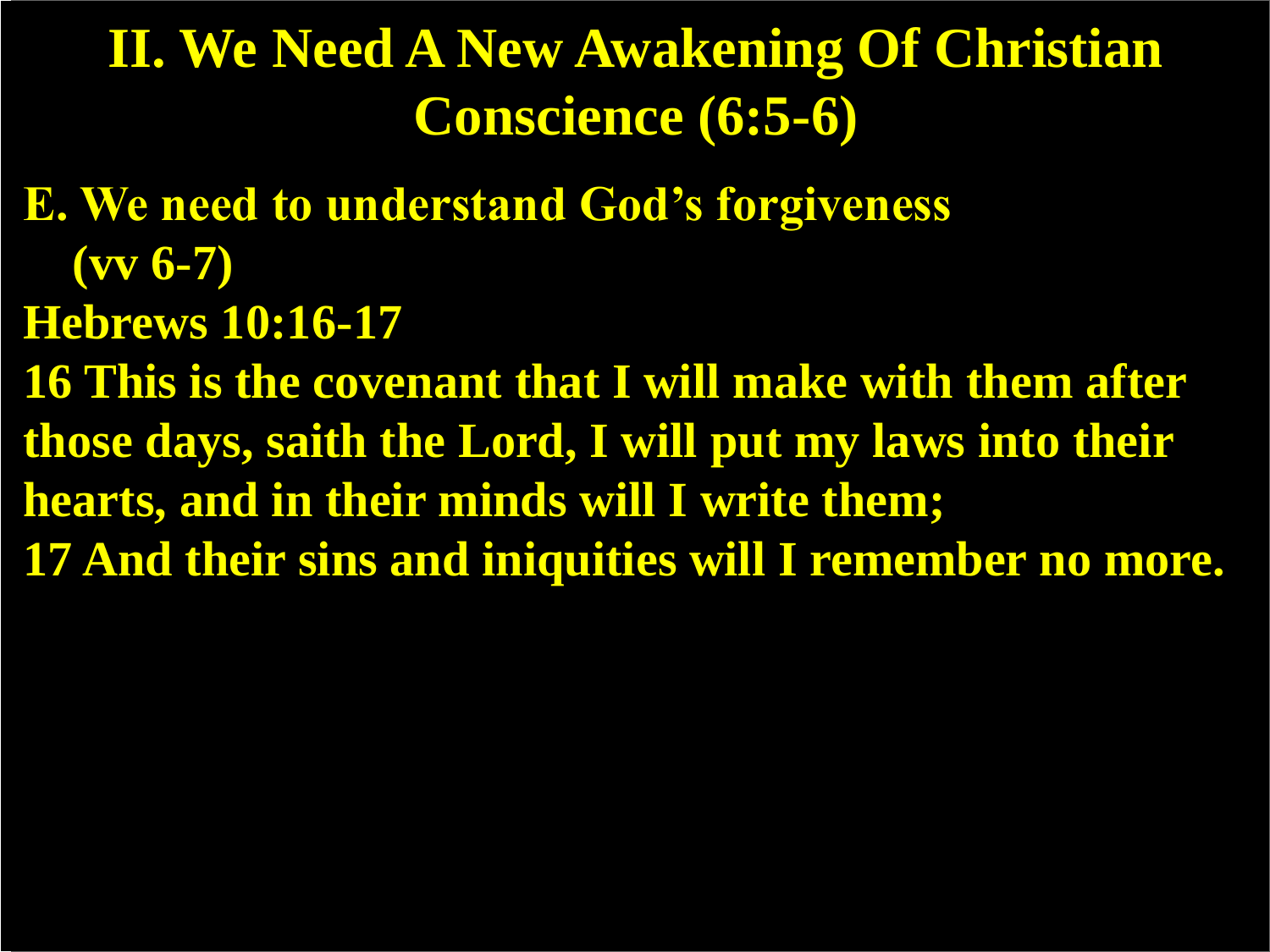# II. We Need A New Awakening Of Christian Conscience (6:5-6)

**E. We need to understand God's forgiveness (vv 6-7)**

**Hebrews 10:16-17**

**16 This is the covenant that I will make with them after those days, saith the Lord, I will put my laws into their hearts, and in their minds will I write them;**

**17 And their sins and iniquities will I remember no more.**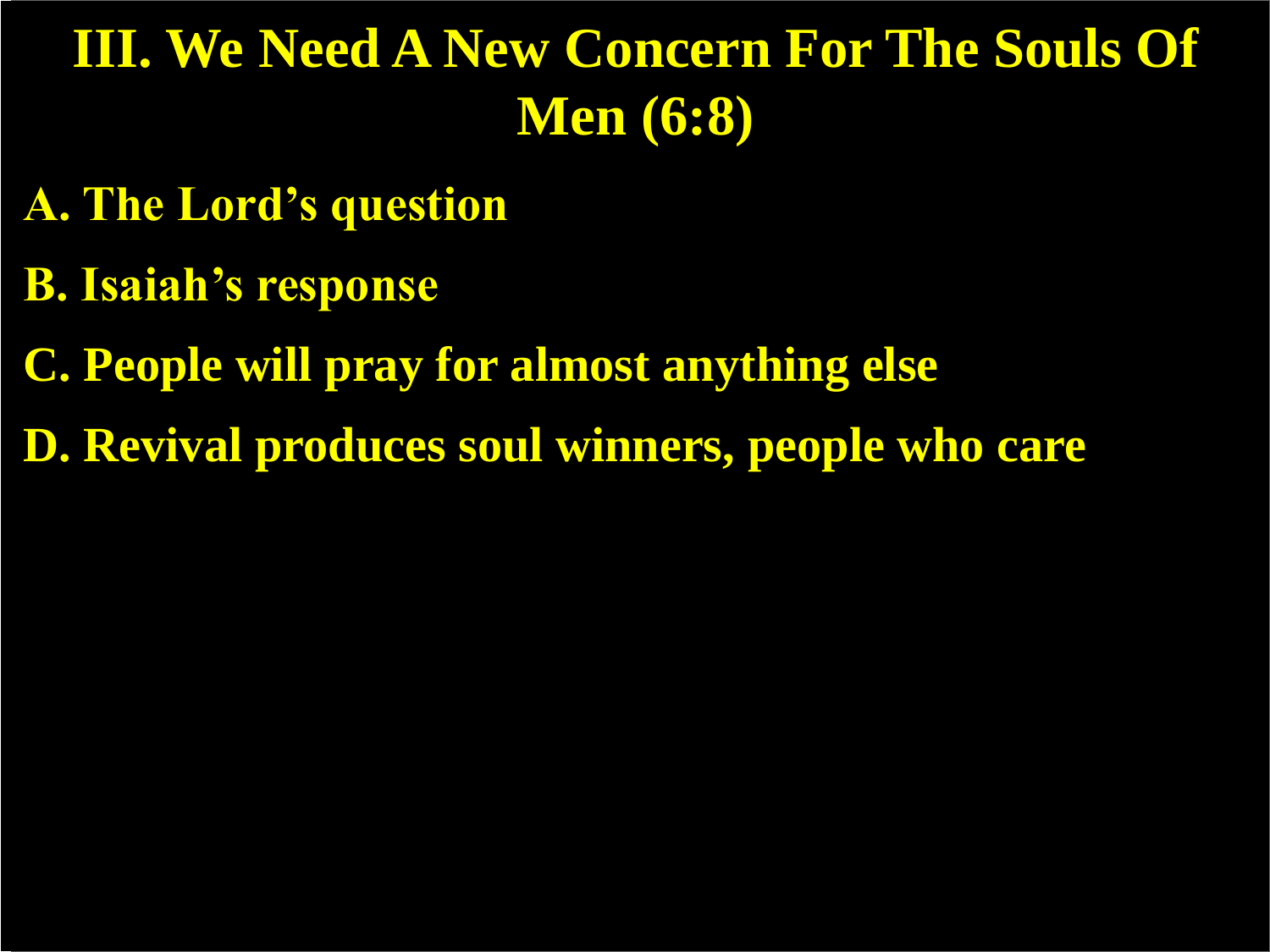# III. We Need A New Concern For The Souls Of Men (6:8)

A. The Lord's question

B. Isaiah's response

C. People will pray for almost anything else

D. Revival produces soul winners, people who care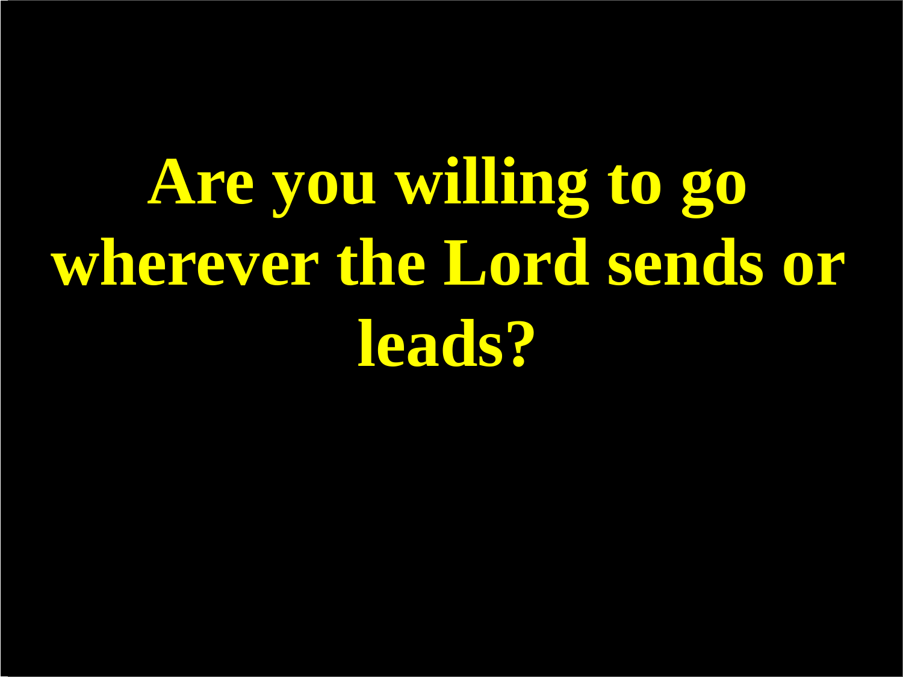# Are you willing to go wherever the Lord sends or leads?